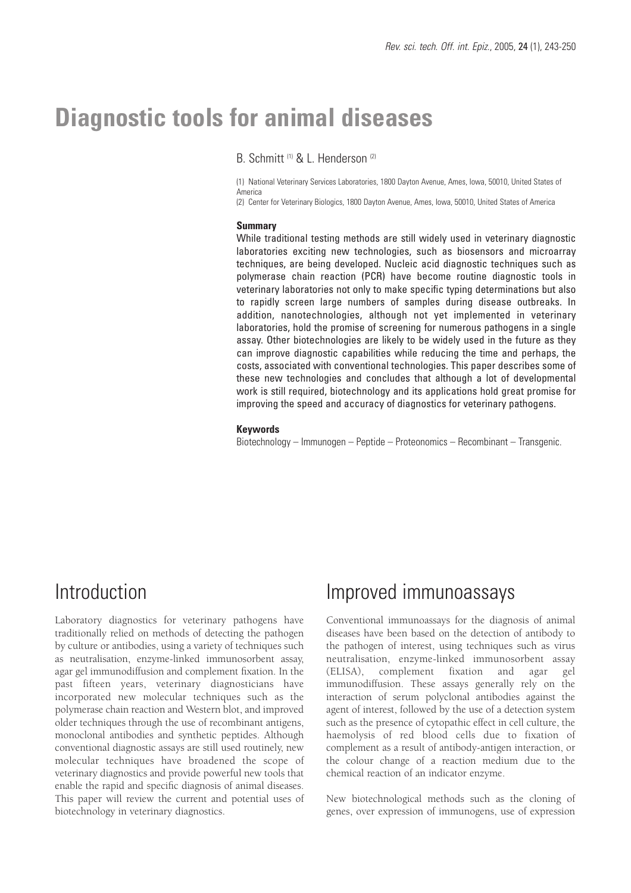# Diagnostic tools for animal diseases

B. Schmitt [(1)] & L. Henderson [(2)]

(1) National Veterinary Services Laboratories, 1800 Dayton Avenue, Ames, Iowa, 50010, United States of America

(2) Center for Veterinary Biologics, 1800 Dayton Avenue, Ames, Iowa, 50010, United States of America

**Summary**

While traditional testing methods are still widely used in veterinary diagnostic laboratories exciting new technologies, such as biosensors and microarray techniques, are being developed. Nucleic acid diagnostic techniques such as polymerase chain reaction (PCR) have become routine diagnostic tools in veterinary laboratories not only to make specific typing determinations but also to rapidly screen large numbers of samples during disease outbreaks. In addition, nanotechnologies, although not yet implemented in veterinary laboratories, hold the promise of screening for numerous pathogens in a single assay. Other biotechnologies are likely to be widely used in the future as they can improve diagnostic capabilities while reducing the time and perhaps, the costs, associated with conventional technologies. This paper describes some of these new technologies and concludes that although a lot of developmental work is still required, biotechnology and its applications hold great promise for improving the speed and accuracy of diagnostics for veterinary pathogens.

**Keywords**

Biotechnology – Immunogen – Peptide – Proteonomics – Recombinant – Transgenic.

## Introduction

Laboratory diagnostics for veterinary pathogens have traditionally relied on methods of detecting the pathogen by culture or antibodies, using a variety of techniques such as neutralisation, enzyme-linked immunosorbent assay, agar gel immunodiffusion and complement fixation. In the past fifteen years, veterinary diagnosticians have incorporated new molecular techniques such as the polymerase chain reaction and Western blot, and improved older techniques through the use of recombinant antigens, monoclonal antibodies and synthetic peptides. Although conventional diagnostic assays are still used routinely, new molecular techniques have broadened the scope of veterinary diagnostics and provide powerful new tools that enable the rapid and specific diagnosis of animal diseases. This paper will review the current and potential uses of biotechnology in veterinary diagnostics.

## Improved immunoassays

Conventional immunoassays for the diagnosis of animal diseases have been based on the detection of antibody to the pathogen of interest, using techniques such as virus neutralisation, enzyme-linked immunosorbent assay (ELISA), complement fixation and agar gel immunodiffusion. These assays generally rely on the interaction of serum polyclonal antibodies against the agent of interest, followed by the use of a detection system such as the presence of cytopathic effect in cell culture, the haemolysis of red blood cells due to fixation of complement as a result of antibody-antigen interaction, or the colour change of a reaction medium due to the chemical reaction of an indicator enzyme.

New biotechnological methods such as the cloning of genes, over expression of immunogens, use of expression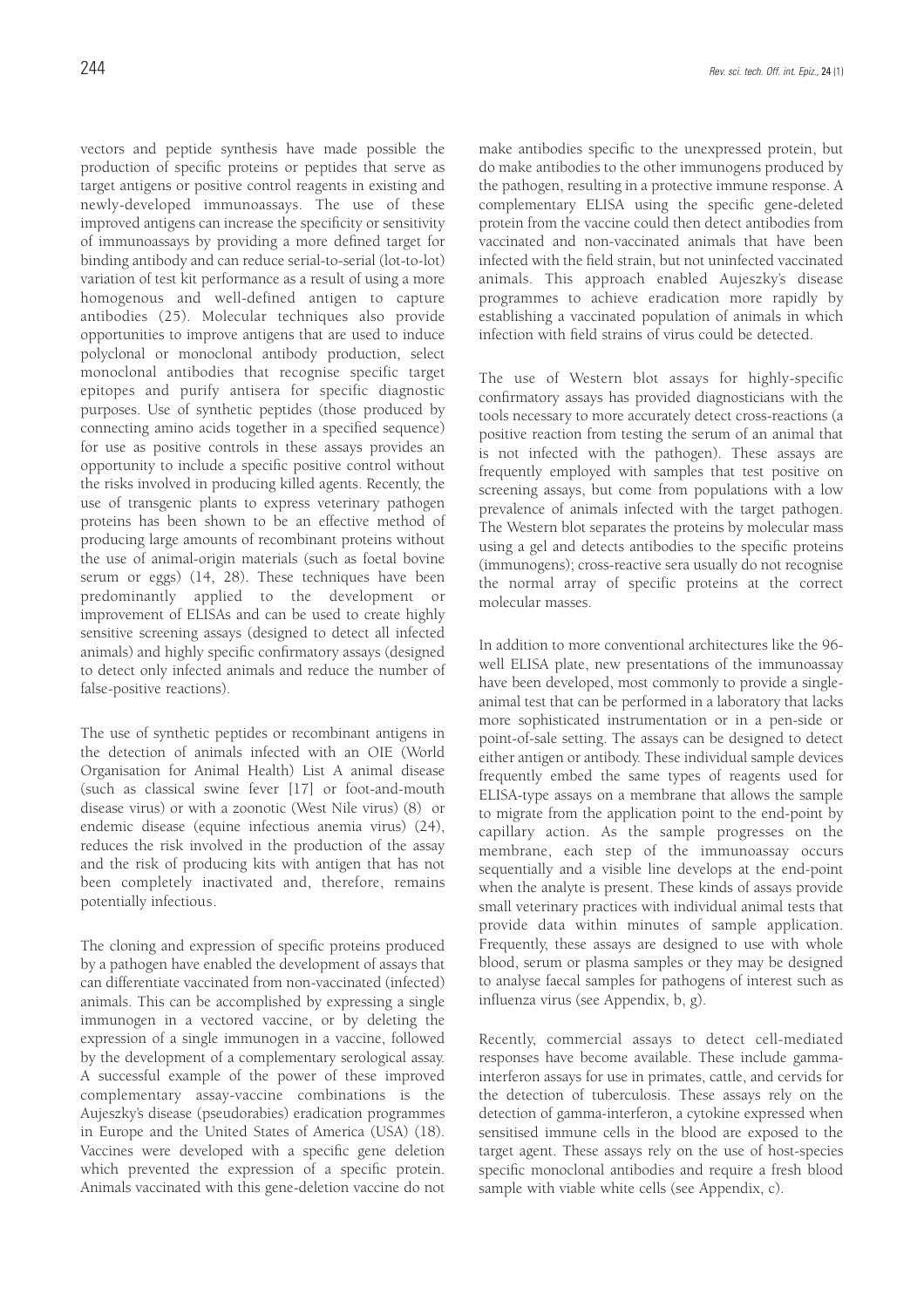vectors and peptide synthesis have made possible the production of specific proteins or peptides that serve as target antigens or positive control reagents in existing and newly-developed immunoassays. The use of these improved antigens can increase the specificity or sensitivity of immunoassays by providing a more defined target for binding antibody and can reduce serial-to-serial (lot-to-lot) variation of test kit performance as a result of using a more homogenous and well-defined antigen to capture antibodies (25). Molecular techniques also provide opportunities to improve antigens that are used to induce polyclonal or monoclonal antibody production, select monoclonal antibodies that recognise specific target epitopes and purify antisera for specific diagnostic purposes. Use of synthetic peptides (those produced by connecting amino acids together in a specified sequence) for use as positive controls in these assays provides an opportunity to include a specific positive control without the risks involved in producing killed agents. Recently, the use of transgenic plants to express veterinary pathogen proteins has been shown to be an effective method of producing large amounts of recombinant proteins without the use of animal-origin materials (such as foetal bovine serum or eggs) (14, 28). These techniques have been predominantly applied to the development or improvement of ELISAs and can be used to create highly sensitive screening assays (designed to detect all infected animals) and highly specific confirmatory assays (designed to detect only infected animals and reduce the number of false-positive reactions).

The use of synthetic peptides or recombinant antigens in the detection of animals infected with an OIE (World Organisation for Animal Health) List A animal disease (such as classical swine fever [17] or foot-and-mouth disease virus) or with a zoonotic (West Nile virus) (8) or endemic disease (equine infectious anemia virus) (24), reduces the risk involved in the production of the assay and the risk of producing kits with antigen that has not been completely inactivated and, therefore, remains potentially infectious.

The cloning and expression of specific proteins produced by a pathogen have enabled the development of assays that can differentiate vaccinated from non-vaccinated (infected) animals. This can be accomplished by expressing a single immunogen in a vectored vaccine, or by deleting the expression of a single immunogen in a vaccine, followed by the development of a complementary serological assay. A successful example of the power of these improved complementary assay-vaccine combinations is the Aujeszky's disease (pseudorabies) eradication programmes in Europe and the United States of America (USA) (18). Vaccines were developed with a specific gene deletion which prevented the expression of a specific protein. Animals vaccinated with this gene-deletion vaccine do not make antibodies specific to the unexpressed protein, but do make antibodies to the other immunogens produced by the pathogen, resulting in a protective immune response. A complementary ELISA using the specific gene-deleted protein from the vaccine could then detect antibodies from vaccinated and non-vaccinated animals that have been infected with the field strain, but not uninfected vaccinated animals. This approach enabled Aujeszky's disease programmes to achieve eradication more rapidly by establishing a vaccinated population of animals in which infection with field strains of virus could be detected.

The use of Western blot assays for highly-specific confirmatory assays has provided diagnosticians with the tools necessary to more accurately detect cross-reactions (a positive reaction from testing the serum of an animal that is not infected with the pathogen). These assays are frequently employed with samples that test positive on screening assays, but come from populations with a low prevalence of animals infected with the target pathogen. The Western blot separates the proteins by molecular mass using a gel and detects antibodies to the specific proteins (immunogens); cross-reactive sera usually do not recognise the normal array of specific proteins at the correct molecular masses.

In addition to more conventional architectures like the 96-well ELISA plate, new presentations of the immunoassay have been developed, most commonly to provide a single-animal test that can be performed in a laboratory that lacks more sophisticated instrumentation or in a pen-side or point-of-sale setting. The assays can be designed to detect either antigen or antibody. These individual sample devices frequently embed the same types of reagents used for ELISA-type assays on a membrane that allows the sample to migrate from the application point to the end-point by capillary action. As the sample progresses on the membrane, each step of the immunoassay occurs sequentially and a visible line develops at the end-point when the analyte is present. These kinds of assays provide small veterinary practices with individual animal tests that provide data within minutes of sample application. Frequently, these assays are designed to use with whole blood, serum or plasma samples or they may be designed to analyse faecal samples for pathogens of interest such as influenza virus (see Appendix, b, g).

Recently, commercial assays to detect cell-mediated responses have become available. These include gamma-interferon assays for use in primates, cattle, and cervids for the detection of tuberculosis. These assays rely on the detection of gamma-interferon, a cytokine expressed when sensitised immune cells in the blood are exposed to the target agent. These assays rely on the use of host-species specific monoclonal antibodies and require a fresh blood sample with viable white cells (see Appendix, c).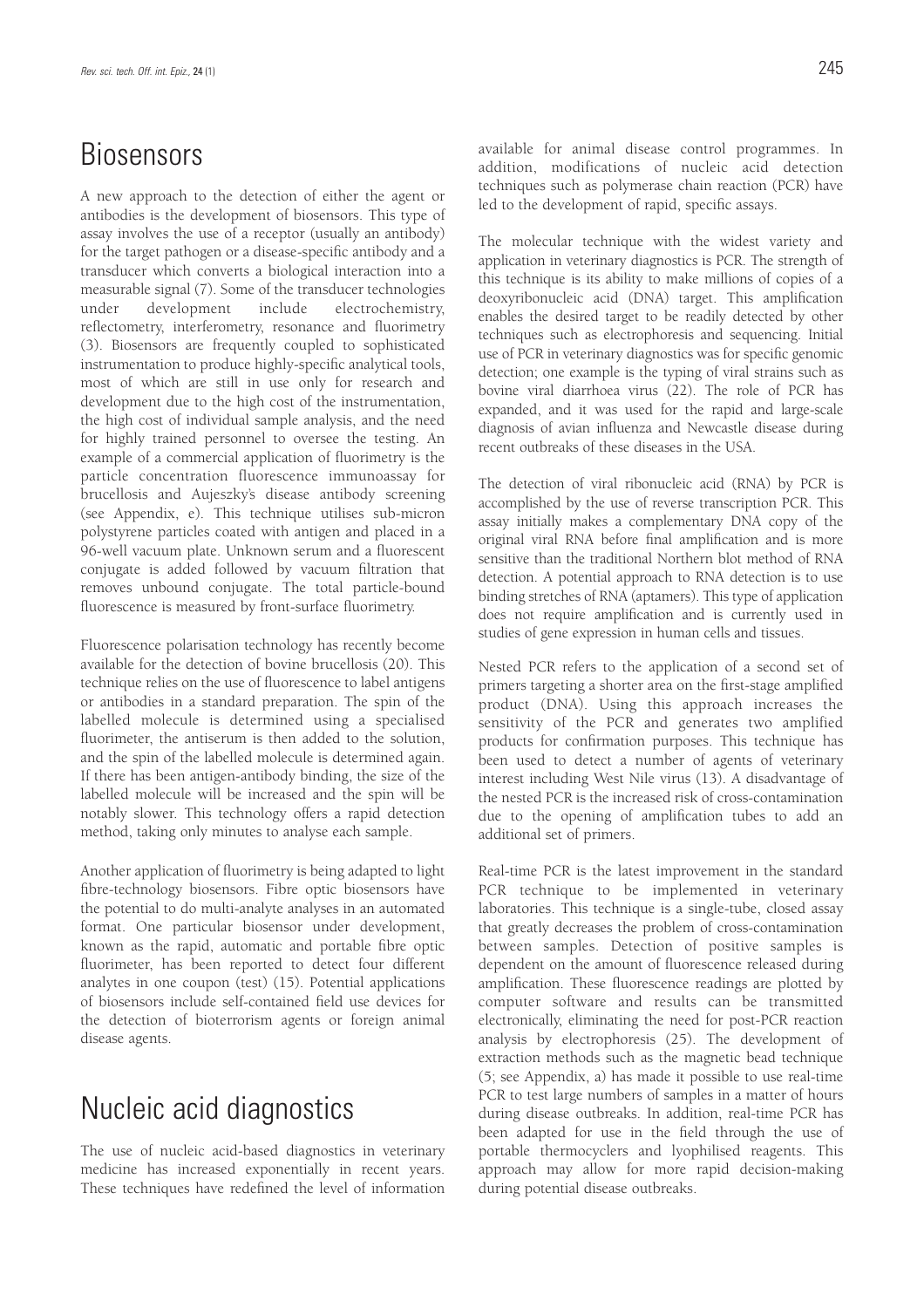## Biosensors

A new approach to the detection of either the agent or antibodies is the development of biosensors. This type of assay involves the use of a receptor (usually an antibody) for the target pathogen or a disease-specific antibody and a transducer which converts a biological interaction into a measurable signal (7). Some of the transducer technologies under development include electrochemistry, reflectometry, interferometry, resonance and fluorimetry (3). Biosensors are frequently coupled to sophisticated instrumentation to produce highly-specific analytical tools, most of which are still in use only for research and development due to the high cost of the instrumentation, the high cost of individual sample analysis, and the need for highly trained personnel to oversee the testing. An example of a commercial application of fluorimetry is the particle concentration fluorescence immunoassay for brucellosis and Aujeszky's disease antibody screening (see Appendix, e). This technique utilises sub-micron polystyrene particles coated with antigen and placed in a 96-well vacuum plate. Unknown serum and a fluorescent conjugate is added followed by vacuum filtration that removes unbound conjugate. The total particle-bound fluorescence is measured by front-surface fluorimetry.

Fluorescence polarisation technology has recently become available for the detection of bovine brucellosis (20). This technique relies on the use of fluorescence to label antigens or antibodies in a standard preparation. The spin of the labelled molecule is determined using a specialised fluorimeter, the antiserum is then added to the solution, and the spin of the labelled molecule is determined again. If there has been antigen-antibody binding, the size of the labelled molecule will be increased and the spin will be notably slower. This technology offers a rapid detection method, taking only minutes to analyse each sample.

Another application of fluorimetry is being adapted to light fibre-technology biosensors. Fibre optic biosensors have the potential to do multi-analyte analyses in an automated format. One particular biosensor under development, known as the rapid, automatic and portable fibre optic fluorimeter, has been reported to detect four different analytes in one coupon (test) (15). Potential applications of biosensors include self-contained field use devices for the detection of bioterrorism agents or foreign animal disease agents.

## Nucleic acid diagnostics

The use of nucleic acid-based diagnostics in veterinary medicine has increased exponentially in recent years. These techniques have redefined the level of information available for animal disease control programmes. In addition, modifications of nucleic acid detection techniques such as polymerase chain reaction (PCR) have led to the development of rapid, specific assays.

The molecular technique with the widest variety and application in veterinary diagnostics is PCR. The strength of this technique is its ability to make millions of copies of a deoxyribonucleic acid (DNA) target. This amplification enables the desired target to be readily detected by other techniques such as electrophoresis and sequencing. Initial use of PCR in veterinary diagnostics was for specific genomic detection; one example is the typing of viral strains such as bovine viral diarrhoea virus (22). The role of PCR has expanded, and it was used for the rapid and large-scale diagnosis of avian influenza and Newcastle disease during recent outbreaks of these diseases in the USA.

The detection of viral ribonucleic acid (RNA) by PCR is accomplished by the use of reverse transcription PCR. This assay initially makes a complementary DNA copy of the original viral RNA before final amplification and is more sensitive than the traditional Northern blot method of RNA detection. A potential approach to RNA detection is to use binding stretches of RNA (aptamers). This type of application does not require amplification and is currently used in studies of gene expression in human cells and tissues.

Nested PCR refers to the application of a second set of primers targeting a shorter area on the first-stage amplified product (DNA). Using this approach increases the sensitivity of the PCR and generates two amplified products for confirmation purposes. This technique has been used to detect a number of agents of veterinary interest including West Nile virus (13). A disadvantage of the nested PCR is the increased risk of cross-contamination due to the opening of amplification tubes to add an additional set of primers.

Real-time PCR is the latest improvement in the standard PCR technique to be implemented in veterinary laboratories. This technique is a single-tube, closed assay that greatly decreases the problem of cross-contamination between samples. Detection of positive samples is dependent on the amount of fluorescence released during amplification. These fluorescence readings are plotted by computer software and results can be transmitted electronically, eliminating the need for post-PCR reaction analysis by electrophoresis (25). The development of extraction methods such as the magnetic bead technique (5; see Appendix, a) has made it possible to use real-time PCR to test large numbers of samples in a matter of hours during disease outbreaks. In addition, real-time PCR has been adapted for use in the field through the use of portable thermocyclers and lyophilised reagents. This approach may allow for more rapid decision-making during potential disease outbreaks.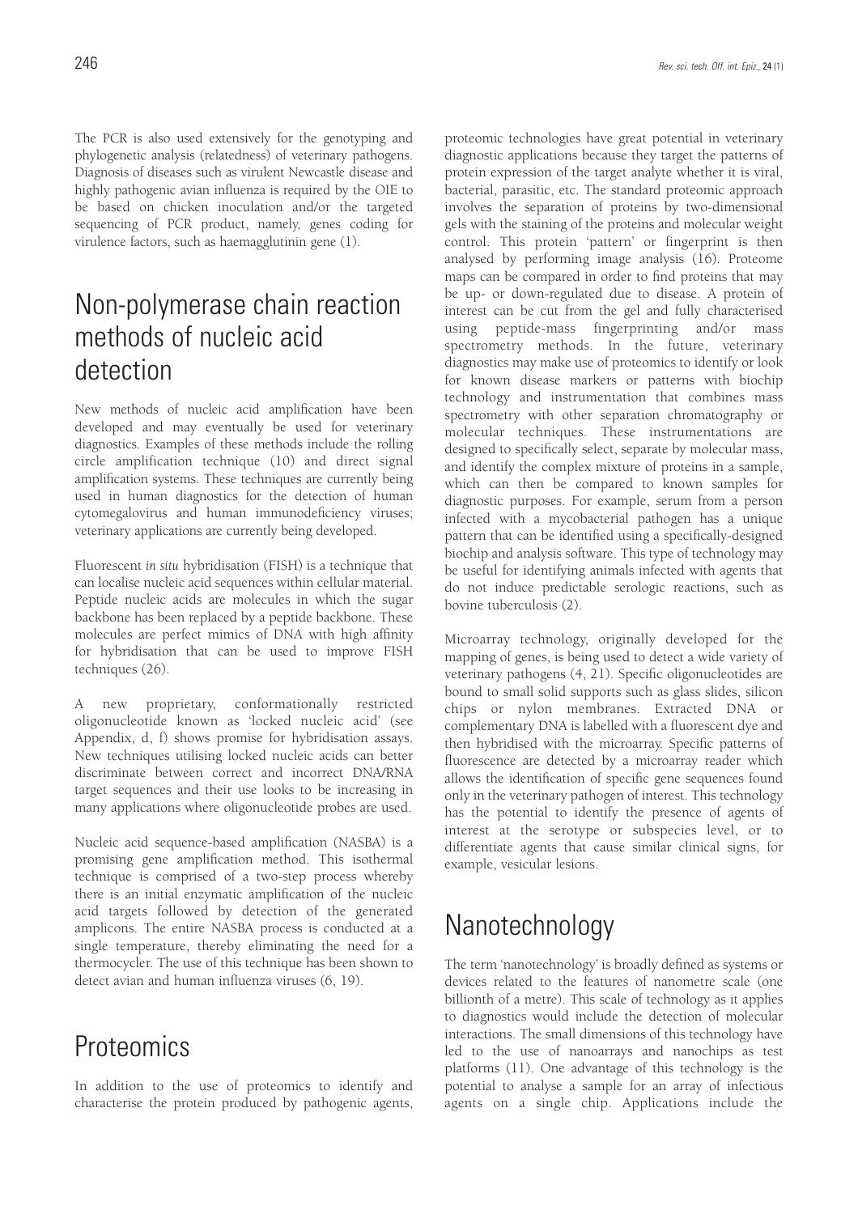The PCR is also used extensively for the genotyping and phylogenetic analysis (relatedness) of veterinary pathogens. Diagnosis of diseases such as virulent Newcastle disease and highly pathogenic avian influenza is required by the OIE to be based on chicken inoculation and/or the targeted sequencing of PCR product, namely, genes coding for virulence factors, such as haemagglutinin gene (1).

## Non-polymerase chain reaction methods of nucleic acid detection

New methods of nucleic acid amplification have been developed and may eventually be used for veterinary diagnostics. Examples of these methods include the rolling circle amplification technique (10) and direct signal amplification systems. These techniques are currently being used in human diagnostics for the detection of human cytomegalovirus and human immunodeficiency viruses; veterinary applications are currently being developed.

Fluorescent *in situ* hybridisation (FISH) is a technique that can localise nucleic acid sequences within cellular material. Peptide nucleic acids are molecules in which the sugar backbone has been replaced by a peptide backbone. These molecules are perfect mimics of DNA with high affinity for hybridisation that can be used to improve FISH techniques (26).

A new proprietary, conformationally restricted oligonucleotide known as 'locked nucleic acid' (see Appendix, d, f) shows promise for hybridisation assays. New techniques utilising locked nucleic acids can better discriminate between correct and incorrect DNA/RNA target sequences and their use looks to be increasing in many applications where oligonucleotide probes are used.

Nucleic acid sequence-based amplification (NASBA) is a promising gene amplification method. This isothermal technique is comprised of a two-step process whereby there is an initial enzymatic amplification of the nucleic acid targets followed by detection of the generated amplicons. The entire NASBA process is conducted at a single temperature, thereby eliminating the need for a thermocycler. The use of this technique has been shown to detect avian and human influenza viruses (6, 19).

## Proteomics

In addition to the use of proteomics to identify and characterise the protein produced by pathogenic agents, proteomic technologies have great potential in veterinary diagnostic applications because they target the patterns of protein expression of the target analyte whether it is viral, bacterial, parasitic, etc. The standard proteomic approach involves the separation of proteins by two-dimensional gels with the staining of the proteins and molecular weight control. This protein 'pattern' or fingerprint is then analysed by performing image analysis (16). Proteome maps can be compared in order to find proteins that may be up- or down-regulated due to disease. A protein of interest can be cut from the gel and fully characterised using peptide-mass fingerprinting and/or mass spectrometry methods. In the future, veterinary diagnostics may make use of proteomics to identify or look for known disease markers or patterns with biochip technology and instrumentation that combines mass spectrometry with other separation chromatography or molecular techniques. These instrumentations are designed to specifically select, separate by molecular mass, and identify the complex mixture of proteins in a sample, which can then be compared to known samples for diagnostic purposes. For example, serum from a person infected with a mycobacterial pathogen has a unique pattern that can be identified using a specifically-designed biochip and analysis software. This type of technology may be useful for identifying animals infected with agents that do not induce predictable serologic reactions, such as bovine tuberculosis (2).

Microarray technology, originally developed for the mapping of genes, is being used to detect a wide variety of veterinary pathogens (4, 21). Specific oligonucleotides are bound to small solid supports such as glass slides, silicon chips or nylon membranes. Extracted DNA or complementary DNA is labelled with a fluorescent dye and then hybridised with the microarray. Specific patterns of fluorescence are detected by a microarray reader which allows the identification of specific gene sequences found only in the veterinary pathogen of interest. This technology has the potential to identify the presence of agents of interest at the serotype or subspecies level, or to differentiate agents that cause similar clinical signs, for example, vesicular lesions.

## Nanotechnology

The term 'nanotechnology' is broadly defined as systems or devices related to the features of nanometre scale (one billionth of a metre). This scale of technology as it applies to diagnostics would include the detection of molecular interactions. The small dimensions of this technology have led to the use of nanoarrays and nanochips as test platforms (11). One advantage of this technology is the potential to analyse a sample for an array of infectious agents on a single chip. Applications include the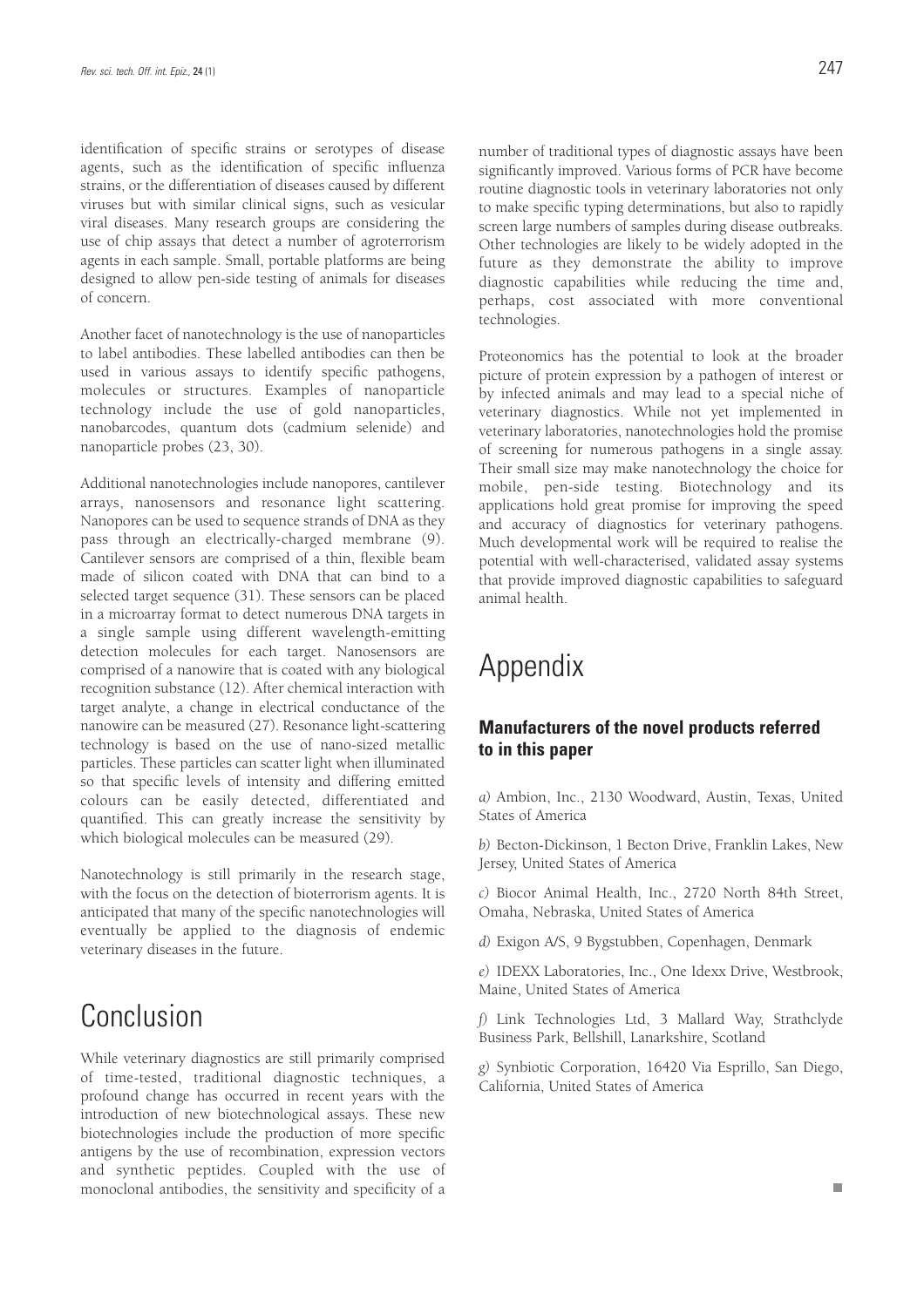identification of specific strains or serotypes of disease agents, such as the identification of specific influenza strains, or the differentiation of diseases caused by different viruses but with similar clinical signs, such as vesicular viral diseases. Many research groups are considering the use of chip assays that detect a number of agroterrorism agents in each sample. Small, portable platforms are being designed to allow pen-side testing of animals for diseases of concern.

Another facet of nanotechnology is the use of nanoparticles to label antibodies. These labelled antibodies can then be used in various assays to identify specific pathogens, molecules or structures. Examples of nanoparticle technology include the use of gold nanoparticles, nanobarcodes, quantum dots (cadmium selenide) and nanoparticle probes (23, 30).

Additional nanotechnologies include nanopores, cantilever arrays, nanosensors and resonance light scattering. Nanopores can be used to sequence strands of DNA as they pass through an electrically-charged membrane (9). Cantilever sensors are comprised of a thin, flexible beam made of silicon coated with DNA that can bind to a selected target sequence (31). These sensors can be placed in a microarray format to detect numerous DNA targets in a single sample using different wavelength-emitting detection molecules for each target. Nanosensors are comprised of a nanowire that is coated with any biological recognition substance (12). After chemical interaction with target analyte, a change in electrical conductance of the nanowire can be measured (27). Resonance light-scattering technology is based on the use of nano-sized metallic particles. These particles can scatter light when illuminated so that specific levels of intensity and differing emitted colours can be easily detected, differentiated and quantified. This can greatly increase the sensitivity by which biological molecules can be measured (29).

Nanotechnology is still primarily in the research stage, with the focus on the detection of bioterrorism agents. It is anticipated that many of the specific nanotechnologies will eventually be applied to the diagnosis of endemic veterinary diseases in the future.

# Conclusion

While veterinary diagnostics are still primarily comprised of time-tested, traditional diagnostic techniques, a profound change has occurred in recent years with the introduction of new biotechnological assays. These new biotechnologies include the production of more specific antigens by the use of recombination, expression vectors and synthetic peptides. Coupled with the use of monoclonal antibodies, the sensitivity and specificity of a number of traditional types of diagnostic assays have been significantly improved. Various forms of PCR have become routine diagnostic tools in veterinary laboratories not only to make specific typing determinations, but also to rapidly screen large numbers of samples during disease outbreaks. Other technologies are likely to be widely adopted in the future as they demonstrate the ability to improve diagnostic capabilities while reducing the time and, perhaps, cost associated with more conventional technologies.

Proteonomics has the potential to look at the broader picture of protein expression by a pathogen of interest or by infected animals and may lead to a special niche of veterinary diagnostics. While not yet implemented in veterinary laboratories, nanotechnologies hold the promise of screening for numerous pathogens in a single assay. Their small size may make nanotechnology the choice for mobile, pen-side testing. Biotechnology and its applications hold great promise for improving the speed and accuracy of diagnostics for veterinary pathogens. Much developmental work will be required to realise the potential with well-characterised, validated assay systems that provide improved diagnostic capabilities to safeguard animal health.

# Appendix

### Manufacturers of the novel products referred to in this paper

*a)* Ambion, Inc., 2130 Woodward, Austin, Texas, United States of America

*b)* Becton-Dickinson, 1 Becton Drive, Franklin Lakes, New Jersey, United States of America

*c)* Biocor Animal Health, Inc., 2720 North 84th Street, Omaha, Nebraska, United States of America

*d)* Exigon A/S, 9 Bygstubben, Copenhagen, Denmark

*e)* IDEXX Laboratories, Inc., One Idexx Drive, Westbrook, Maine, United States of America

*f)* Link Technologies Ltd, 3 Mallard Way, Strathclyde Business Park, Bellshill, Lanarkshire, Scotland

*g)* Synbiotic Corporation, 16420 Via Esprillo, San Diego, California, United States of America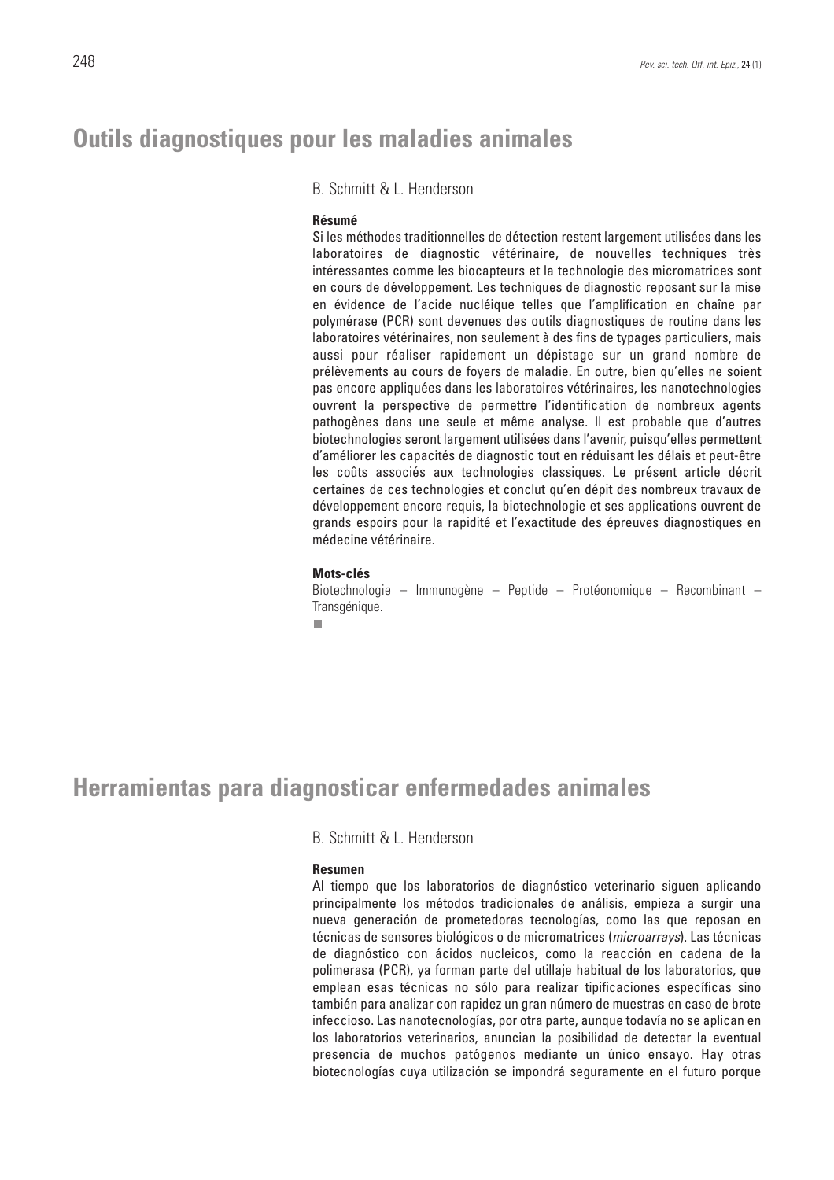# Outils diagnostiques pour les maladies animales

B. Schmitt & L. Henderson

**Résumé**

Si les méthodes traditionnelles de détection restent largement utilisées dans les laboratoires de diagnostic vétérinaire, de nouvelles techniques très intéressantes comme les biocapteurs et la technologie des micromatrices sont en cours de développement. Les techniques de diagnostic reposant sur la mise en évidence de l'acide nucléique telles que l'amplification en chaîne par polymérase (PCR) sont devenues des outils diagnostiques de routine dans les laboratoires vétérinaires, non seulement à des fins de typages particuliers, mais aussi pour réaliser rapidement un dépistage sur un grand nombre de prélèvements au cours de foyers de maladie. En outre, bien qu'elles ne soient pas encore appliquées dans les laboratoires vétérinaires, les nanotechnologies ouvrent la perspective de permettre l'identification de nombreux agents pathogènes dans une seule et même analyse. Il est probable que d'autres biotechnologies seront largement utilisées dans l'avenir, puisqu'elles permettent d'améliorer les capacités de diagnostic tout en réduisant les délais et peut-être les coûts associés aux technologies classiques. Le présent article décrit certaines de ces technologies et conclut qu'en dépit des nombreux travaux de développement encore requis, la biotechnologie et ses applications ouvrent de grands espoirs pour la rapidité et l'exactitude des épreuves diagnostiques en médecine vétérinaire.

**Mots-clés**

Biotechnologie – Immunogène – Peptide – Protéonomique – Recombinant – Transgénique.

# Herramientas para diagnosticar enfermedades animales

B. Schmitt & L. Henderson

**Resumen**

Al tiempo que los laboratorios de diagnóstico veterinario siguen aplicando principalmente los métodos tradicionales de análisis, empieza a surgir una nueva generación de prometedoras tecnologías, como las que reposan en técnicas de sensores biológicos o de micromatrices (*microarrays*). Las técnicas de diagnóstico con ácidos nucleicos, como la reacción en cadena de la polimerasa (PCR), ya forman parte del utillaje habitual de los laboratorios, que emplean esas técnicas no sólo para realizar tipificaciones específicas sino también para analizar con rapidez un gran número de muestras en caso de brote infeccioso. Las nanotecnologías, por otra parte, aunque todavía no se aplican en los laboratorios veterinarios, anuncian la posibilidad de detectar la eventual presencia de muchos patógenos mediante un único ensayo. Hay otras biotecnologías cuya utilización se impondrá seguramente en el futuro porque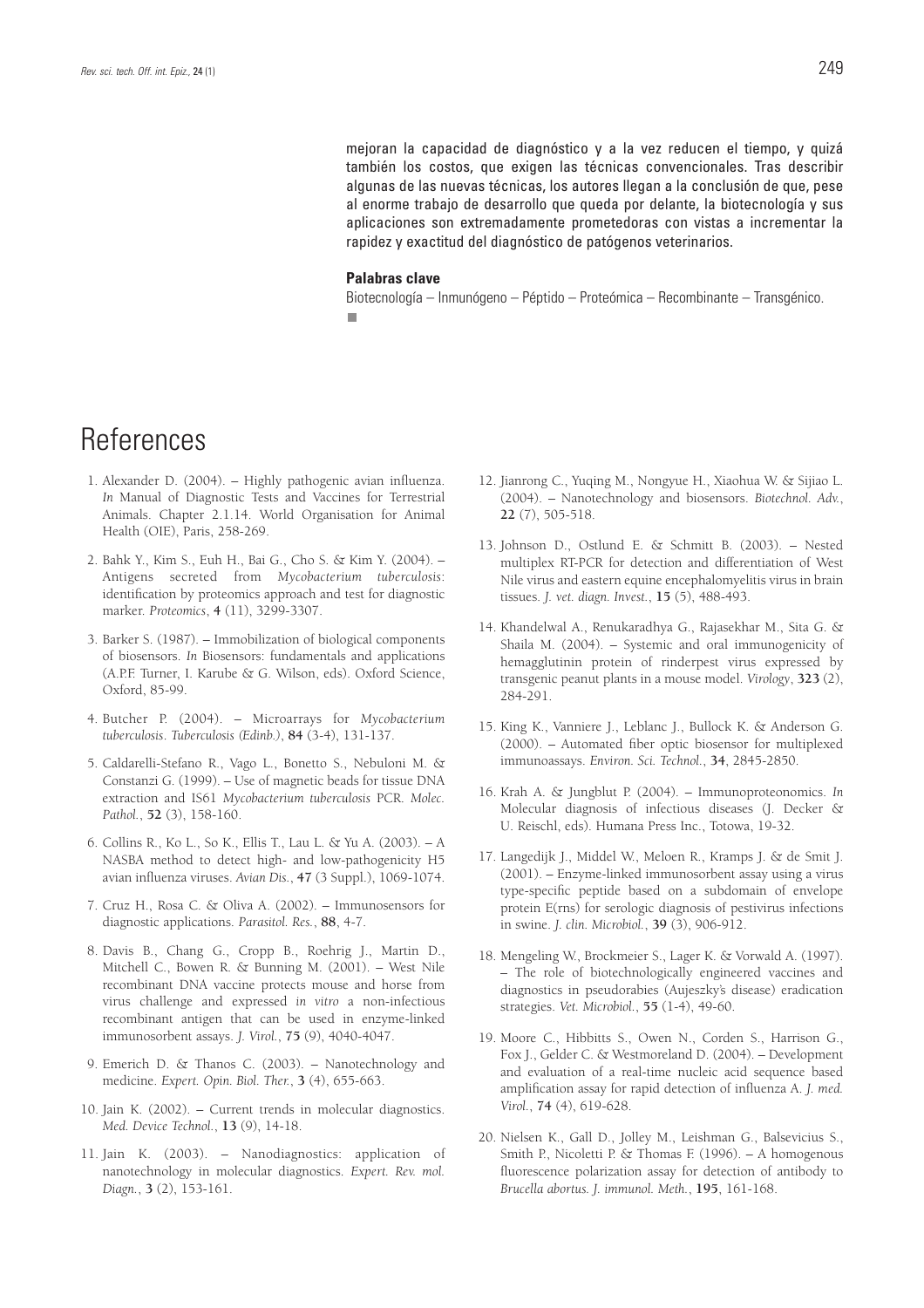mejoran la capacidad de diagnóstico y a la vez reducen el tiempo, y quizá también los costos, que exigen las técnicas convencionales. Tras describir algunas de las nuevas técnicas, los autores llegan a la conclusión de que, pese al enorme trabajo de desarrollo que queda por delante, la biotecnología y sus aplicaciones son extremadamente prometedoras con vistas a incrementar la rapidez y exactitud del diagnóstico de patógenos veterinarios.

**Palabras clave**

Biotecnología – Inmunógeno – Péptido – Proteómica – Recombinante – Transgénico.

# References

1. Alexander D. (2004). – Highly pathogenic avian influenza. *In* Manual of Diagnostic Tests and Vaccines for Terrestrial Animals. Chapter 2.1.14. World Organisation for Animal Health (OIE), Paris, 258-269.

2. Bahk Y., Kim S., Euh H., Bai G., Cho S. & Kim Y. (2004). – Antigens secreted from *Mycobacterium tuberculosis*: identification by proteomics approach and test for diagnostic marker. *Proteomics*, **4** (11), 3299-3307.

3. Barker S. (1987). – Immobilization of biological components of biosensors. *In* Biosensors: fundamentals and applications (A.P.F. Turner, I. Karube & G. Wilson, eds). Oxford Science, Oxford, 85-99.

4. Butcher P. (2004). – Microarrays for *Mycobacterium tuberculosis*. *Tuberculosis (Edinb.)*, **84** (3-4), 131-137.

5. Caldarelli-Stefano R., Vago L., Bonetto S., Nebuloni M. & Constanzi G. (1999). – Use of magnetic beads for tissue DNA extraction and IS61 *Mycobacterium tuberculosis* PCR. *Molec. Pathol.*, **52** (3), 158-160.

6. Collins R., Ko L., So K., Ellis T., Lau L. & Yu A. (2003). – A NASBA method to detect high- and low-pathogenicity H5 avian influenza viruses. *Avian Dis.*, **47** (3 Suppl.), 1069-1074.

7. Cruz H., Rosa C. & Oliva A. (2002). – Immunosensors for diagnostic applications. *Parasitol. Res.*, **88**, 4-7.

8. Davis B., Chang G., Cropp B., Roehrig J., Martin D., Mitchell C., Bowen R. & Bunning M. (2001). – West Nile recombinant DNA vaccine protects mouse and horse from virus challenge and expressed *in vitro* a non-infectious recombinant antigen that can be used in enzyme-linked immunosorbent assays. *J. Virol.*, **75** (9), 4040-4047.

9. Emerich D. & Thanos C. (2003). – Nanotechnology and medicine. *Expert. Opin. Biol. Ther.*, **3** (4), 655-663.

10. Jain K. (2002). – Current trends in molecular diagnostics. *Med. Device Technol.*, **13** (9), 14-18.

11. Jain K. (2003). – Nanodiagnostics: application of nanotechnology in molecular diagnostics. *Expert. Rev. mol. Diagn.*, **3** (2), 153-161.

12. Jianrong C., Yuqing M., Nongyue H., Xiaohua W. & Sijiao L. (2004). – Nanotechnology and biosensors. *Biotechnol. Adv.*, **22** (7), 505-518.

13. Johnson D., Ostlund E. & Schmitt B. (2003). – Nested multiplex RT-PCR for detection and differentiation of West Nile virus and eastern equine encephalomyelitis virus in brain tissues. *J. vet. diagn. Invest.*, **15** (5), 488-493.

14. Khandelwal A., Renukaradhya G., Rajasekhar M., Sita G. & Shaila M. (2004). – Systemic and oral immunogenicity of hemagglutinin protein of rinderpest virus expressed by transgenic peanut plants in a mouse model. *Virology*, **323** (2), 284-291.

15. King K., Vanniere J., Leblanc J., Bullock K. & Anderson G. (2000). – Automated fiber optic biosensor for multiplexed immunoassays. *Environ. Sci. Technol.*, **34**, 2845-2850.

16. Krah A. & Jungblut P. (2004). – Immunoproteonomics. *In* Molecular diagnosis of infectious diseases (J. Decker & U. Reischl, eds). Humana Press Inc., Totowa, 19-32.

17. Langedijk J., Middel W., Meloen R., Kramps J. & de Smit J. (2001). – Enzyme-linked immunosorbent assay using a virus type-specific peptide based on a subdomain of envelope protein E(rns) for serologic diagnosis of pestivirus infections in swine. *J. clin. Microbiol.*, **39** (3), 906-912.

18. Mengeling W., Brockmeier S., Lager K. & Vorwald A. (1997). – The role of biotechnologically engineered vaccines and diagnostics in pseudorabies (Aujeszky's disease) eradication strategies. *Vet. Microbiol.*, **55** (1-4), 49-60.

19. Moore C., Hibbitts S., Owen N., Corden S., Harrison G., Fox J., Gelder C. & Westmoreland D. (2004). – Development and evaluation of a real-time nucleic acid sequence based amplification assay for rapid detection of influenza A. *J. med. Virol.*, **74** (4), 619-628.

20. Nielsen K., Gall D., Jolley M., Leishman G., Balsevicius S., Smith P., Nicoletti P. & Thomas F. (1996). – A homogenous fluorescence polarization assay for detection of antibody to *Brucella abortus*. *J. immunol. Meth.*, **195**, 161-168.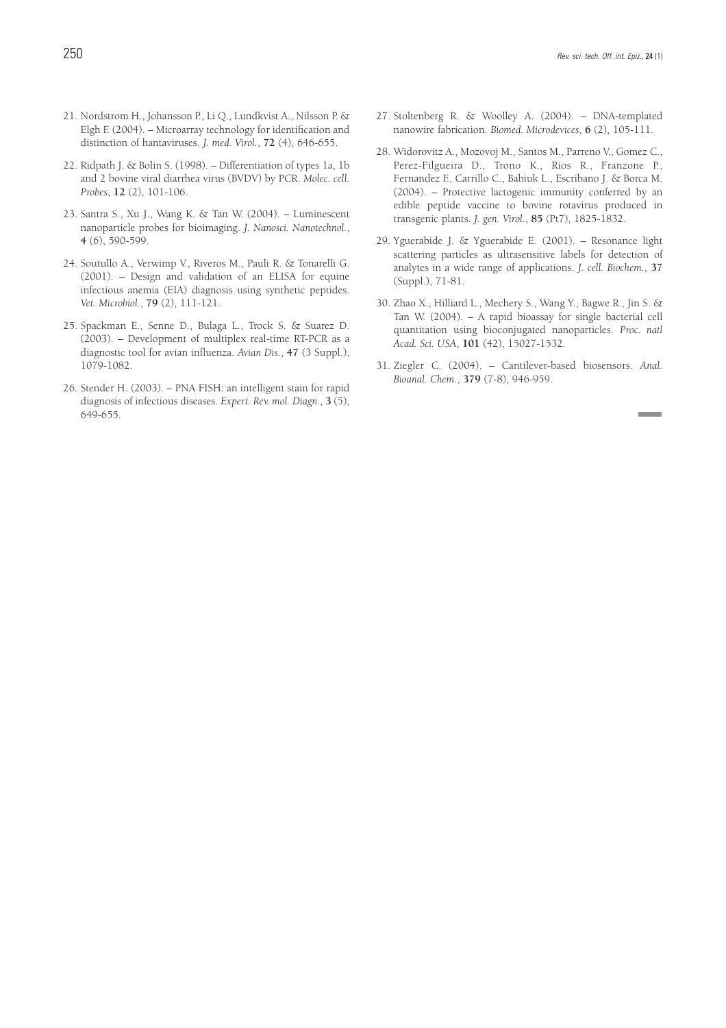21. Nordstrom H., Johansson P., Li Q., Lundkvist A., Nilsson P. & Elgh F. (2004). – Microarray technology for identification and distinction of hantaviruses. *J. med. Virol.*, **72** (4), 646-655.

22. Ridpath J. & Bolin S. (1998). – Differentiation of types 1a, 1b and 2 bovine viral diarrhea virus (BVDV) by PCR. *Molec. cell. Probes*, **12** (2), 101-106.

23. Santra S., Xu J., Wang K. & Tan W. (2004). – Luminescent nanoparticle probes for bioimaging. *J. Nanosci. Nanotechnol.*, **4** (6), 590-599.

24. Soutullo A., Verwimp V., Riveros M., Pauli R. & Tonarelli G. (2001). – Design and validation of an ELISA for equine infectious anemia (EIA) diagnosis using synthetic peptides. *Vet. Microbiol.*, **79** (2), 111-121.

25. Spackman E., Senne D., Bulaga L., Trock S. & Suarez D. (2003). – Development of multiplex real-time RT-PCR as a diagnostic tool for avian influenza. *Avian Dis.*, **47** (3 Suppl.), 1079-1082.

26. Stender H. (2003). – PNA FISH: an intelligent stain for rapid diagnosis of infectious diseases. *Expert. Rev. mol. Diagn.*, **3** (5), 649-655.

27. Stoltenberg R. & Woolley A. (2004). – DNA-templated nanowire fabrication. *Biomed. Microdevices*, **6** (2), 105-111.

28. Widorovitz A., Mozovoj M., Santos M., Parreno V., Gomez C., Perez-Filgueira D., Trono K., Rios R., Franzone P., Fernandez F., Carrillo C., Babiuk L., Escribano J. & Borca M. (2004). – Protective lactogenic immunity conferred by an edible peptide vaccine to bovine rotavirus produced in transgenic plants. *J. gen. Virol.*, **85** (Pt7), 1825-1832.

29. Yguerabide J. & Yguerabide E. (2001). – Resonance light scattering particles as ultrasensitive labels for detection of analytes in a wide range of applications. *J. cell. Biochem.*, **37** (Suppl.), 71-81.

30. Zhao X., Hilliard L., Mechery S., Wang Y., Bagwe R., Jin S. & Tan W. (2004). – A rapid bioassay for single bacterial cell quantitation using bioconjugated nanoparticles. *Proc. natl Acad. Sci. USA*, **101** (42), 15027-1532.

31. Ziegler C. (2004). – Cantilever-based biosensors. *Anal. Bioanal. Chem.*, **379** (7-8), 946-959.